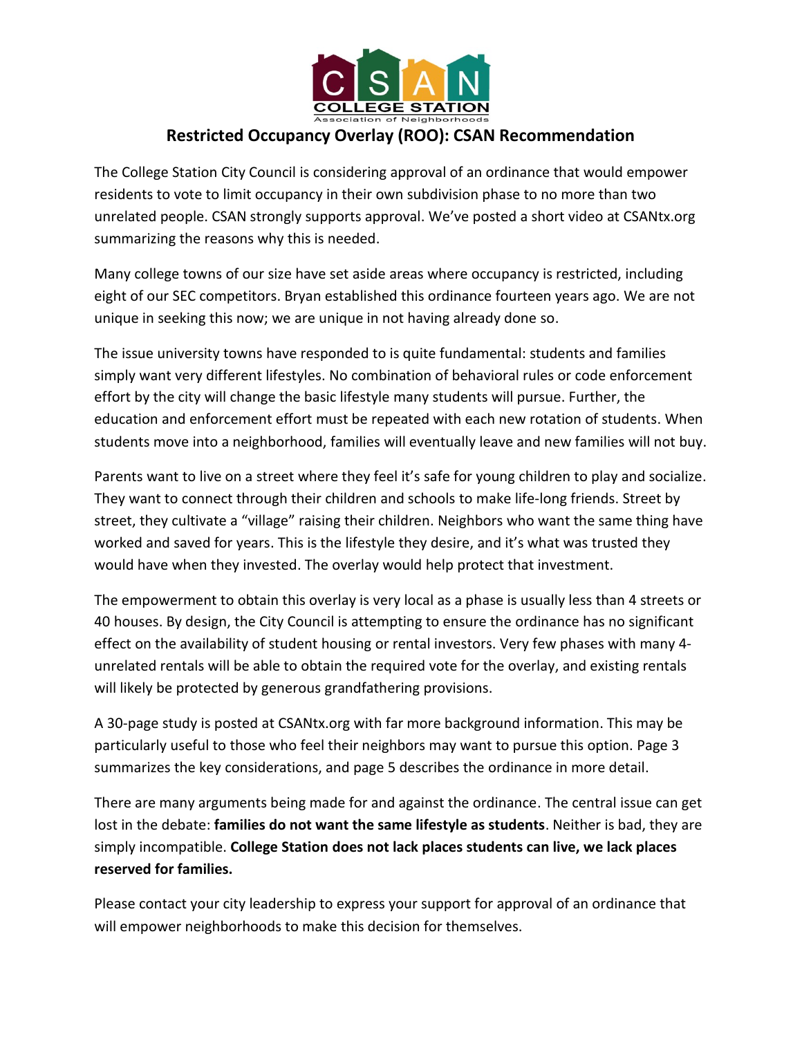# Restricted Occupancy Overlay (ROO): CSAN Recommendation

The College Station City Council is considering approval of an ordinance that would empower residents to vote to limit occupancy in their own subdivision phase to no more than two unrelated people. CSAN strongly supports approval. We've posted a short video at CSANtx.org summarizing the reasons why this is needed.

Many college towns of our size have set aside areas where occupancy is restricted, including eight of our SEC competitors. Bryan established this ordinance fourteen years ago. We are not unique in seeking this now; we are unique in not having already done so.

The issue university towns have responded to is quite fundamental: students and families simply want very different lifestyles. No combination of behavioral rules or code enforcement effort by the city will change the basic lifestyle many students will pursue. Further, the education and enforcement effort must be repeated with each new rotation of students. When students move into a neighborhood, families will eventually leave and new families will not buy.

Parents want to live on a street where they feel it's safe for young children to play and socialize. They want to connect through their children and schools to make life-long friends. Street by street, they cultivate a "village" raising their children. Neighbors who want the same thing have worked and saved for years. This is the lifestyle they desire, and it's what was trusted they would have when they invested. The overlay would help protect that investment.

The empowerment to obtain this overlay is very local as a phase is usually less than 4 streets or 40 houses. By design, the City Council is attempting to ensure the ordinance has no significant effect on the availability of student housing or rental investors. Very few phases with many 4-unrelated rentals will be able to obtain the required vote for the overlay, and existing rentals will likely be protected by generous grandfathering provisions.

A 30-page study is posted at CSANtx.org with far more background information. This may be particularly useful to those who feel their neighbors may want to pursue this option. Page 3 summarizes the key considerations, and page 5 describes the ordinance in more detail.

There are many arguments being made for and against the ordinance. The central issue can get lost in the debate: **families do not want the same lifestyle as students**. Neither is bad, they are simply incompatible. **College Station does not lack places students can live, we lack places reserved for families.**

Please contact your city leadership to express your support for approval of an ordinance that will empower neighborhoods to make this decision for themselves.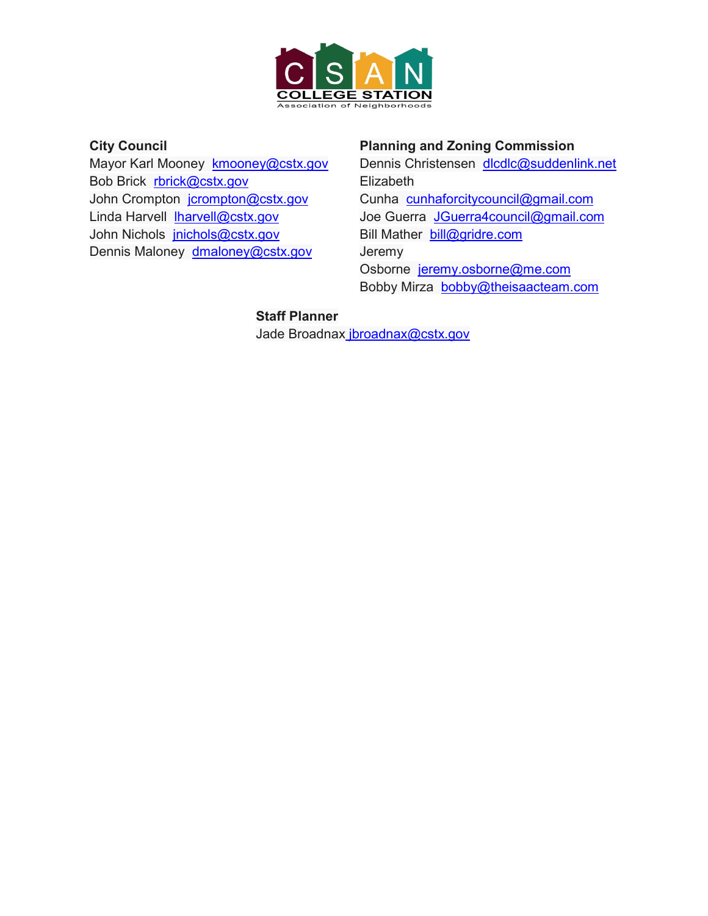CSAN
COLLEGE STATION
Association of Neighborhoods

**City Council**

Mayor Karl Mooney kmooney@cstx.gov
Bob Brick rbrick@cstx.gov
John Crompton jcrompton@cstx.gov
Linda Harvell lharvell@cstx.gov
John Nichols jnichols@cstx.gov
Dennis Maloney dmaloney@cstx.gov

**Planning and Zoning Commission**

Dennis Christensen dlcdlc@suddenlink.net
Elizabeth Cunha cunhaforcitycouncil@gmail.com
Joe Guerra JGuerra4council@gmail.com
Bill Mather bill@gridre.com
Jeremy Osborne jeremy.osborne@me.com
Bobby Mirza bobby@theisaacteam.com

**Staff Planner**

Jade Broadnax jbroadnax@cstx.gov